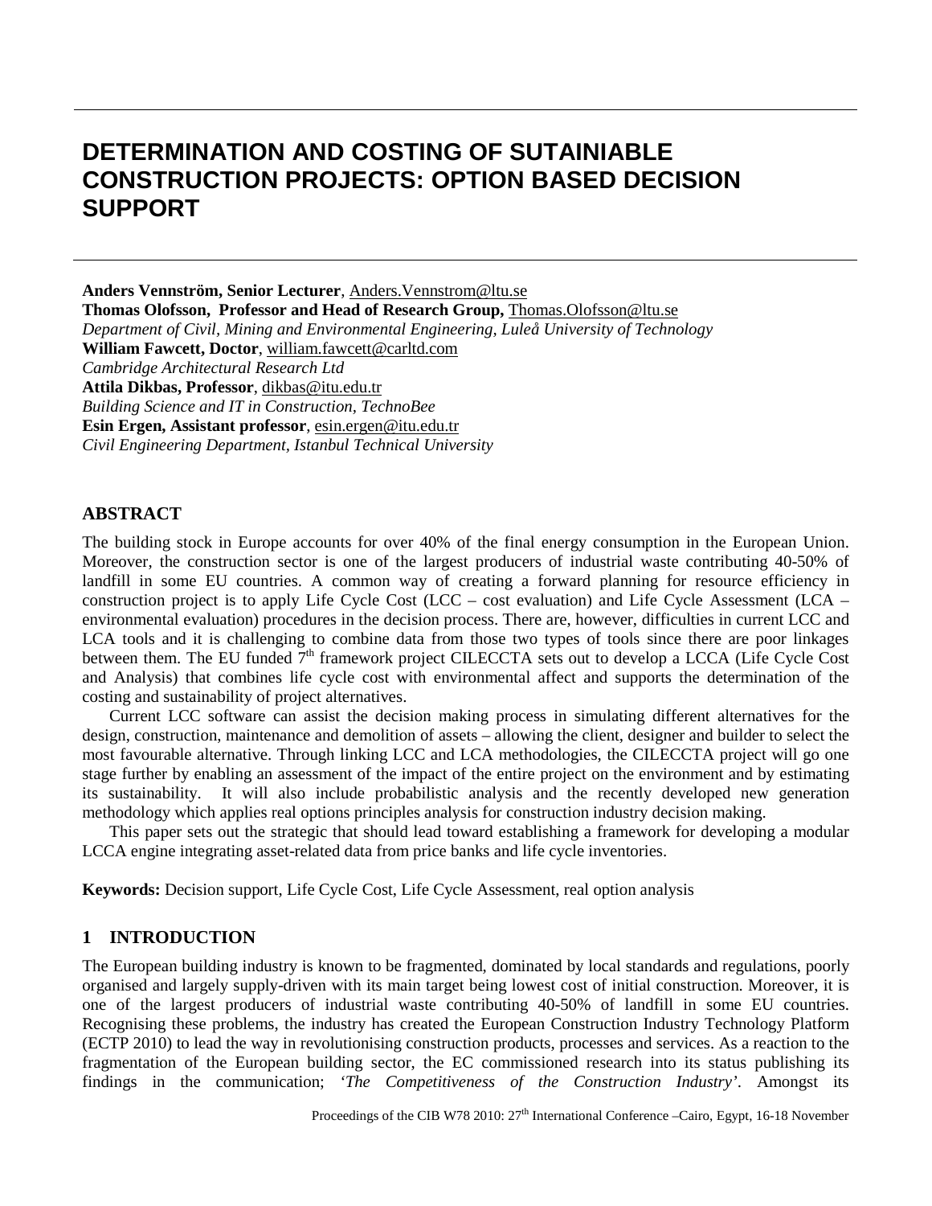# DETERMINATION AND COSTING OF SUTAINIABLE CONSTRUCTION PROJECTS: OPTION BASED DECISION SUPPORT

**Anders Vennström, Senior Lecturer**, Anders.Vennstrom@ltu.se
**Thomas Olofsson, Professor and Head of Research Group,** Thomas.Olofsson@ltu.se
*Department of Civil, Mining and Environmental Engineering, Luleå University of Technology*
**William Fawcett, Doctor**, william.fawcett@carltd.com
*Cambridge Architectural Research Ltd*
**Attila Dikbas, Professor**, dikbas@itu.edu.tr
*Building Science and IT in Construction, TechnoBee*
**Esin Ergen, Assistant professor**, esin.ergen@itu.edu.tr
*Civil Engineering Department, Istanbul Technical University*

## ABSTRACT

The building stock in Europe accounts for over 40% of the final energy consumption in the European Union. Moreover, the construction sector is one of the largest producers of industrial waste contributing 40-50% of landfill in some EU countries. A common way of creating a forward planning for resource efficiency in construction project is to apply Life Cycle Cost (LCC – cost evaluation) and Life Cycle Assessment (LCA – environmental evaluation) procedures in the decision process. There are, however, difficulties in current LCC and LCA tools and it is challenging to combine data from those two types of tools since there are poor linkages between them. The EU funded 7th framework project CILECCTA sets out to develop a LCCA (Life Cycle Cost and Analysis) that combines life cycle cost with environmental affect and supports the determination of the costing and sustainability of project alternatives.

Current LCC software can assist the decision making process in simulating different alternatives for the design, construction, maintenance and demolition of assets – allowing the client, designer and builder to select the most favourable alternative. Through linking LCC and LCA methodologies, the CILECCTA project will go one stage further by enabling an assessment of the impact of the entire project on the environment and by estimating its sustainability. It will also include probabilistic analysis and the recently developed new generation methodology which applies real options principles analysis for construction industry decision making.

This paper sets out the strategic that should lead toward establishing a framework for developing a modular LCCA engine integrating asset-related data from price banks and life cycle inventories.

**Keywords:** Decision support, Life Cycle Cost, Life Cycle Assessment, real option analysis

## 1 INTRODUCTION

The European building industry is known to be fragmented, dominated by local standards and regulations, poorly organised and largely supply-driven with its main target being lowest cost of initial construction. Moreover, it is one of the largest producers of industrial waste contributing 40-50% of landfill in some EU countries. Recognising these problems, the industry has created the European Construction Industry Technology Platform (ECTP 2010) to lead the way in revolutionising construction products, processes and services. As a reaction to the fragmentation of the European building sector, the EC commissioned research into its status publishing its findings in the communication; '*The Competitiveness of the Construction Industry*'. Amongst its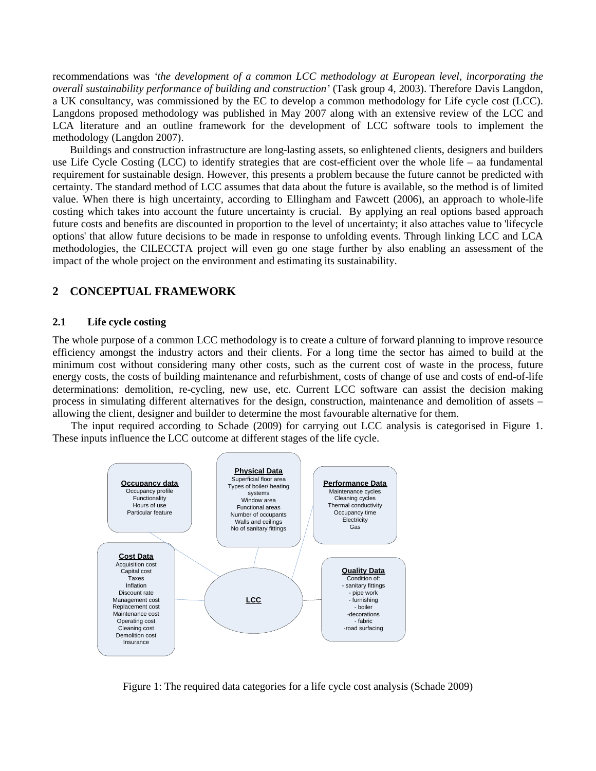recommendations was *'the development of a common LCC methodology at European level, incorporating the overall sustainability performance of building and construction'* (Task group 4, 2003). Therefore Davis Langdon, a UK consultancy, was commissioned by the EC to develop a common methodology for Life cycle cost (LCC). Langdons proposed methodology was published in May 2007 along with an extensive review of the LCC and LCA literature and an outline framework for the development of LCC software tools to implement the methodology (Langdon 2007).

Buildings and construction infrastructure are long-lasting assets, so enlightened clients, designers and builders use Life Cycle Costing (LCC) to identify strategies that are cost-efficient over the whole life – aa fundamental requirement for sustainable design. However, this presents a problem because the future cannot be predicted with certainty. The standard method of LCC assumes that data about the future is available, so the method is of limited value. When there is high uncertainty, according to Ellingham and Fawcett (2006), an approach to whole-life costing which takes into account the future uncertainty is crucial. By applying an real options based approach future costs and benefits are discounted in proportion to the level of uncertainty; it also attaches value to 'lifecycle options' that allow future decisions to be made in response to unfolding events. Through linking LCC and LCA methodologies, the CILECCTA project will even go one stage further by also enabling an assessment of the impact of the whole project on the environment and estimating its sustainability.

## 2 CONCEPTUAL FRAMEWORK

### 2.1 Life cycle costing

The whole purpose of a common LCC methodology is to create a culture of forward planning to improve resource efficiency amongst the industry actors and their clients. For a long time the sector has aimed to build at the minimum cost without considering many other costs, such as the current cost of waste in the process, future energy costs, the costs of building maintenance and refurbishment, costs of change of use and costs of end-of-life determinations: demolition, re-cycling, new use, etc. Current LCC software can assist the decision making process in simulating different alternatives for the design, construction, maintenance and demolition of assets – allowing the client, designer and builder to determine the most favourable alternative for them.

The input required according to Schade (2009) for carrying out LCC analysis is categorised in Figure 1. These inputs influence the LCC outcome at different stages of the life cycle.

**Occupancy data**: Occupancy profile, Functionality, Hours of use, Particular feature

**Physical Data**: Superficial floor area, Types of boiler/ heating systems, Window area, Functional areas, Number of occupants, Walls and ceilings, No of sanitary fittings

**Performance Data**: Maintenance cycles, Cleaning cycles, Thermal conductivity, Occupancy time, Electricity, Gas

**Cost Data**: Acquisition cost, Capital cost, Taxes, Inflation, Discount rate, Management cost, Replacement cost, Maintenance cost, Operating cost, Cleaning cost, Demolition cost, Insurance

**LCC**

**Quality Data**: Condition of: - sanitary fittings - pipe work - furnishing - boiler -decorations - fabric -road surfacing

Figure 1: The required data categories for a life cycle cost analysis (Schade 2009)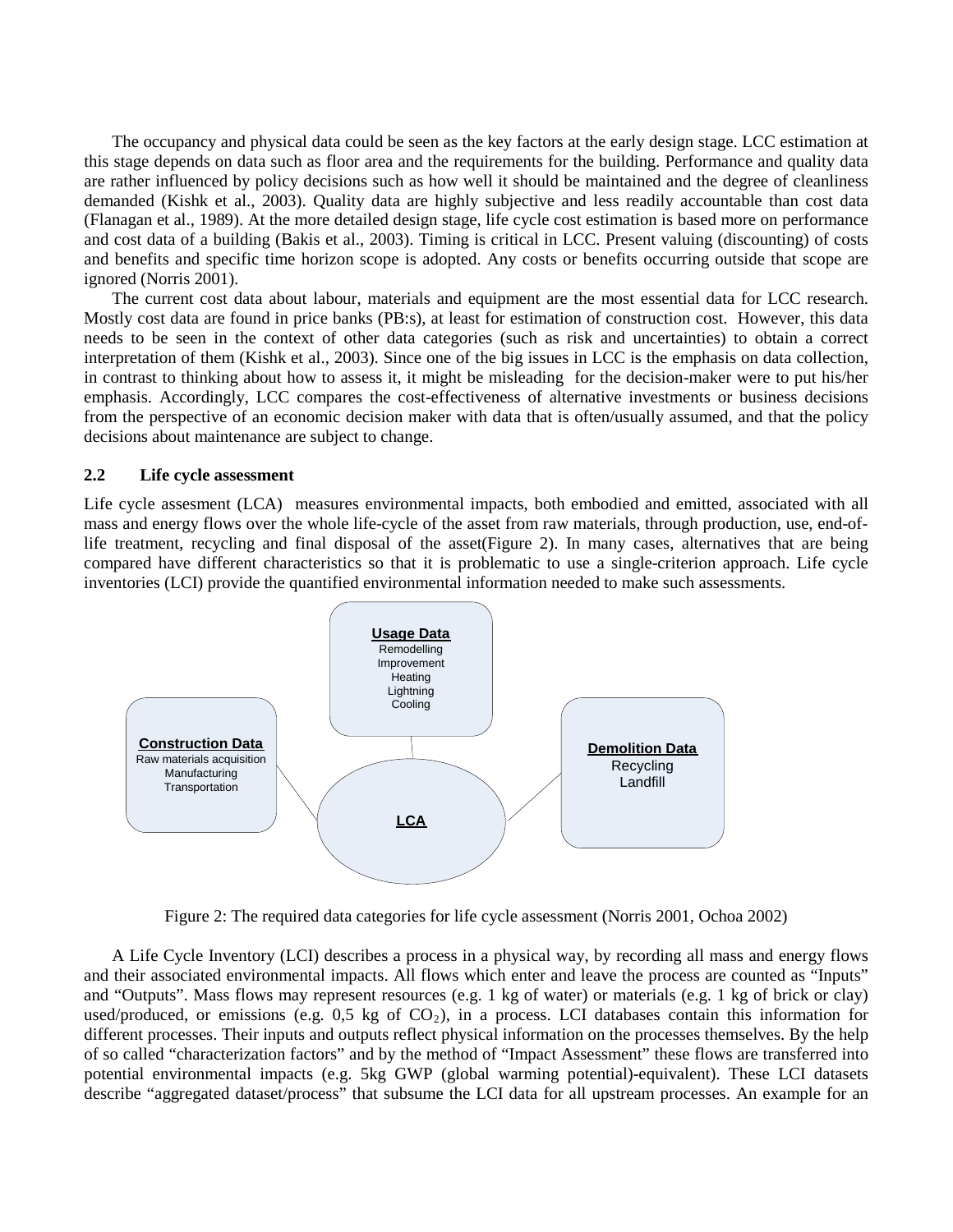The occupancy and physical data could be seen as the key factors at the early design stage. LCC estimation at this stage depends on data such as floor area and the requirements for the building. Performance and quality data are rather influenced by policy decisions such as how well it should be maintained and the degree of cleanliness demanded (Kishk et al., 2003). Quality data are highly subjective and less readily accountable than cost data (Flanagan et al., 1989). At the more detailed design stage, life cycle cost estimation is based more on performance and cost data of a building (Bakis et al., 2003). Timing is critical in LCC. Present valuing (discounting) of costs and benefits and specific time horizon scope is adopted. Any costs or benefits occurring outside that scope are ignored (Norris 2001).

The current cost data about labour, materials and equipment are the most essential data for LCC research. Mostly cost data are found in price banks (PB:s), at least for estimation of construction cost. However, this data needs to be seen in the context of other data categories (such as risk and uncertainties) to obtain a correct interpretation of them (Kishk et al., 2003). Since one of the big issues in LCC is the emphasis on data collection, in contrast to thinking about how to assess it, it might be misleading for the decision-maker were to put his/her emphasis. Accordingly, LCC compares the cost-effectiveness of alternative investments or business decisions from the perspective of an economic decision maker with data that is often/usually assumed, and that the policy decisions about maintenance are subject to change.

## 2.2 Life cycle assessment

Life cycle assesment (LCA) measures environmental impacts, both embodied and emitted, associated with all mass and energy flows over the whole life-cycle of the asset from raw materials, through production, use, end-of-life treatment, recycling and final disposal of the asset(Figure 2). In many cases, alternatives that are being compared have different characteristics so that it is problematic to use a single-criterion approach. Life cycle inventories (LCI) provide the quantified environmental information needed to make such assessments.

**Usage Data**
Remodelling
Improvement
Heating
Lightning
Cooling

**Construction Data**
Raw materials acquisition
Manufacturing
Transportation

**LCA**

**Demolition Data**
Recycling
Landfill

Figure 2: The required data categories for life cycle assessment (Norris 2001, Ochoa 2002)

A Life Cycle Inventory (LCI) describes a process in a physical way, by recording all mass and energy flows and their associated environmental impacts. All flows which enter and leave the process are counted as "Inputs" and "Outputs". Mass flows may represent resources (e.g. 1 kg of water) or materials (e.g. 1 kg of brick or clay) used/produced, or emissions (e.g. 0,5 kg of $CO_2$), in a process. LCI databases contain this information for different processes. Their inputs and outputs reflect physical information on the processes themselves. By the help of so called "characterization factors" and by the method of "Impact Assessment" these flows are transferred into potential environmental impacts (e.g. 5kg GWP (global warming potential)-equivalent). These LCI datasets describe "aggregated dataset/process" that subsume the LCI data for all upstream processes. An example for an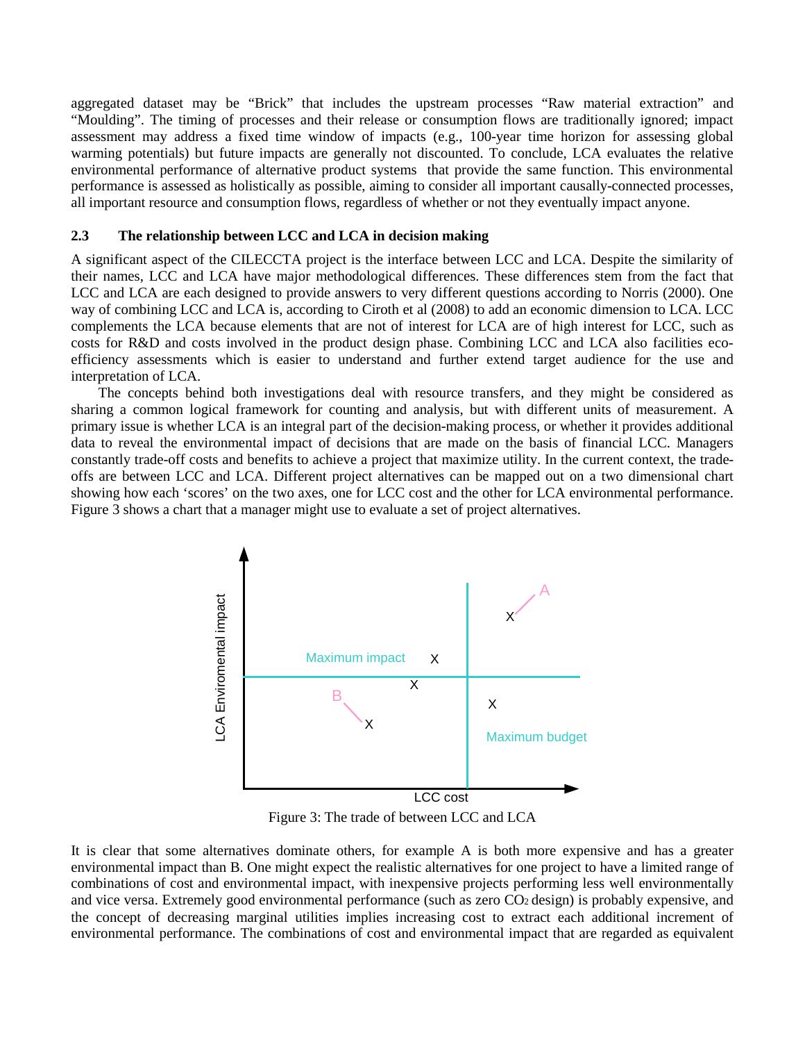aggregated dataset may be “Brick” that includes the upstream processes “Raw material extraction” and “Moulding”. The timing of processes and their release or consumption flows are traditionally ignored; impact assessment may address a fixed time window of impacts (e.g., 100-year time horizon for assessing global warming potentials) but future impacts are generally not discounted. To conclude, LCA evaluates the relative environmental performance of alternative product systems that provide the same function. This environmental performance is assessed as holistically as possible, aiming to consider all important causally-connected processes, all important resource and consumption flows, regardless of whether or not they eventually impact anyone.

### 2.3 The relationship between LCC and LCA in decision making

A significant aspect of the CILECCTA project is the interface between LCC and LCA. Despite the similarity of their names, LCC and LCA have major methodological differences. These differences stem from the fact that LCC and LCA are each designed to provide answers to very different questions according to Norris (2000). One way of combining LCC and LCA is, according to Ciroth et al (2008) to add an economic dimension to LCA. LCC complements the LCA because elements that are not of interest for LCA are of high interest for LCC, such as costs for R&D and costs involved in the product design phase. Combining LCC and LCA also facilities eco-efficiency assessments which is easier to understand and further extend target audience for the use and interpretation of LCA.

The concepts behind both investigations deal with resource transfers, and they might be considered as sharing a common logical framework for counting and analysis, but with different units of measurement. A primary issue is whether LCA is an integral part of the decision-making process, or whether it provides additional data to reveal the environmental impact of decisions that are made on the basis of financial LCC. Managers constantly trade-off costs and benefits to achieve a project that maximize utility. In the current context, the trade-offs are between LCC and LCA. Different project alternatives can be mapped out on a two dimensional chart showing how each ‘scores’ on the two axes, one for LCC cost and the other for LCA environmental performance. Figure 3 shows a chart that a manager might use to evaluate a set of project alternatives.

Figure 3: The trade of between LCC and LCA

It is clear that some alternatives dominate others, for example A is both more expensive and has a greater environmental impact than B. One might expect the realistic alternatives for one project to have a limited range of combinations of cost and environmental impact, with inexpensive projects performing less well environmentally and vice versa. Extremely good environmental performance (such as zero $CO_2$ design) is probably expensive, and the concept of decreasing marginal utilities implies increasing cost to extract each additional increment of environmental performance. The combinations of cost and environmental impact that are regarded as equivalent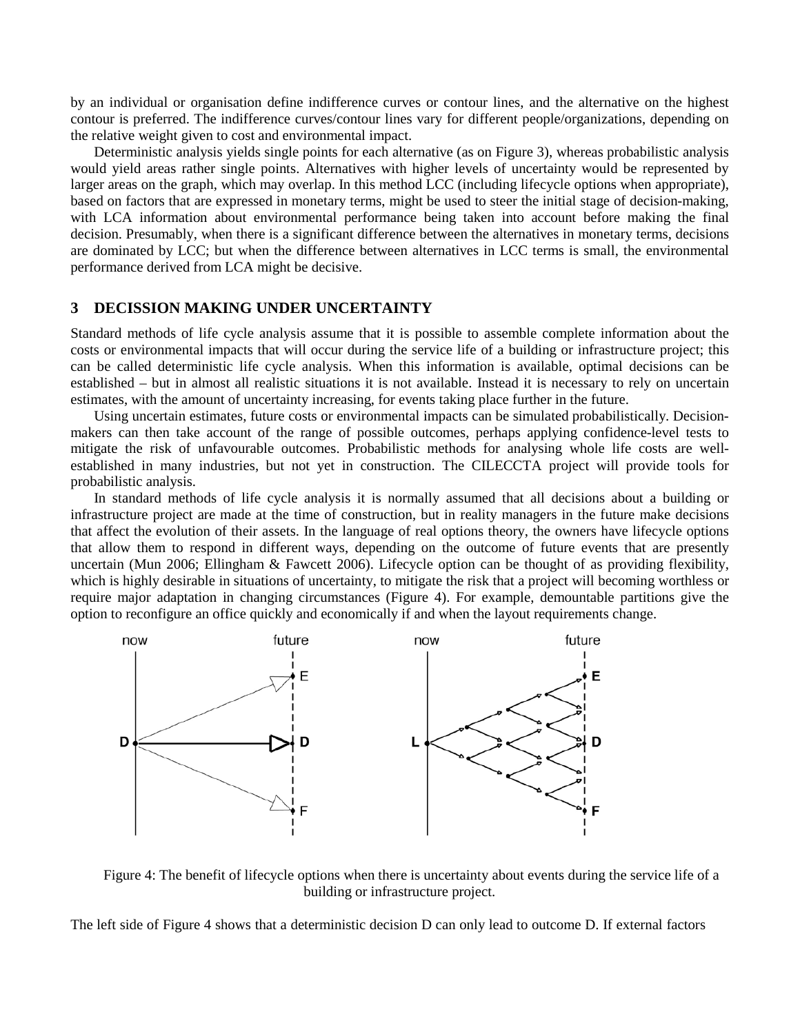by an individual or organisation define indifference curves or contour lines, and the alternative on the highest contour is preferred. The indifference curves/contour lines vary for different people/organizations, depending on the relative weight given to cost and environmental impact.

Deterministic analysis yields single points for each alternative (as on Figure 3), whereas probabilistic analysis would yield areas rather single points. Alternatives with higher levels of uncertainty would be represented by larger areas on the graph, which may overlap. In this method LCC (including lifecycle options when appropriate), based on factors that are expressed in monetary terms, might be used to steer the initial stage of decision-making, with LCA information about environmental performance being taken into account before making the final decision. Presumably, when there is a significant difference between the alternatives in monetary terms, decisions are dominated by LCC; but when the difference between alternatives in LCC terms is small, the environmental performance derived from LCA might be decisive.

## 3 DECISSION MAKING UNDER UNCERTAINTY

Standard methods of life cycle analysis assume that it is possible to assemble complete information about the costs or environmental impacts that will occur during the service life of a building or infrastructure project; this can be called deterministic life cycle analysis. When this information is available, optimal decisions can be established – but in almost all realistic situations it is not available. Instead it is necessary to rely on uncertain estimates, with the amount of uncertainty increasing, for events taking place further in the future.

Using uncertain estimates, future costs or environmental impacts can be simulated probabilistically. Decision-makers can then take account of the range of possible outcomes, perhaps applying confidence-level tests to mitigate the risk of unfavourable outcomes. Probabilistic methods for analysing whole life costs are well-established in many industries, but not yet in construction. The CILECCTA project will provide tools for probabilistic analysis.

In standard methods of life cycle analysis it is normally assumed that all decisions about a building or infrastructure project are made at the time of construction, but in reality managers in the future make decisions that affect the evolution of their assets. In the language of real options theory, the owners have lifecycle options that allow them to respond in different ways, depending on the outcome of future events that are presently uncertain (Mun 2006; Ellingham & Fawcett 2006). Lifecycle option can be thought of as providing flexibility, which is highly desirable in situations of uncertainty, to mitigate the risk that a project will becoming worthless or require major adaptation in changing circumstances (Figure 4). For example, demountable partitions give the option to reconfigure an office quickly and economically if and when the layout requirements change.

Figure 4: The benefit of lifecycle options when there is uncertainty about events during the service life of a building or infrastructure project.

The left side of Figure 4 shows that a deterministic decision D can only lead to outcome D. If external factors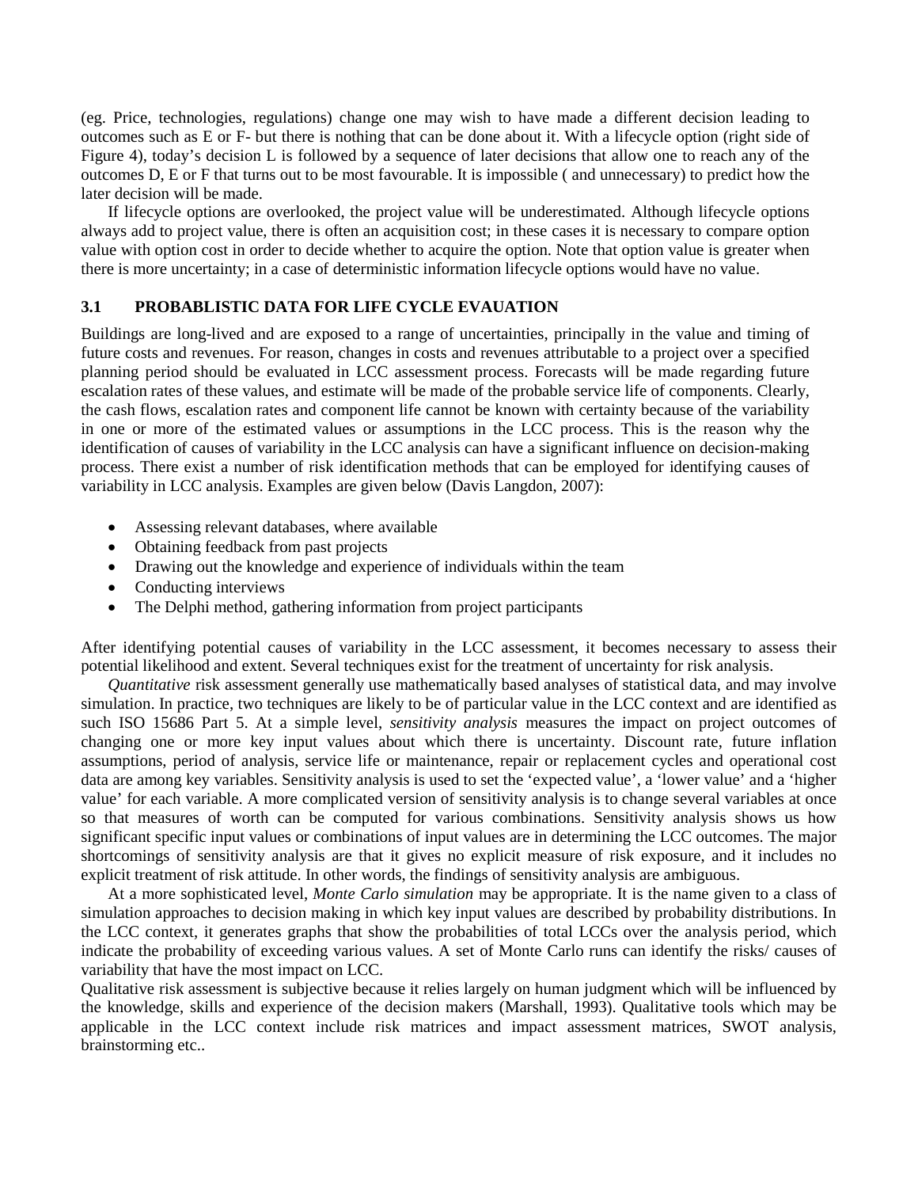(eg. Price, technologies, regulations) change one may wish to have made a different decision leading to outcomes such as E or F- but there is nothing that can be done about it. With a lifecycle option (right side of Figure 4), today's decision L is followed by a sequence of later decisions that allow one to reach any of the outcomes D, E or F that turns out to be most favourable. It is impossible ( and unnecessary) to predict how the later decision will be made.

If lifecycle options are overlooked, the project value will be underestimated. Although lifecycle options always add to project value, there is often an acquisition cost; in these cases it is necessary to compare option value with option cost in order to decide whether to acquire the option. Note that option value is greater when there is more uncertainty; in a case of deterministic information lifecycle options would have no value.

### 3.1 PROBABLISTIC DATA FOR LIFE CYCLE EVAUATION

Buildings are long-lived and are exposed to a range of uncertainties, principally in the value and timing of future costs and revenues. For reason, changes in costs and revenues attributable to a project over a specified planning period should be evaluated in LCC assessment process. Forecasts will be made regarding future escalation rates of these values, and estimate will be made of the probable service life of components. Clearly, the cash flows, escalation rates and component life cannot be known with certainty because of the variability in one or more of the estimated values or assumptions in the LCC process. This is the reason why the identification of causes of variability in the LCC analysis can have a significant influence on decision-making process. There exist a number of risk identification methods that can be employed for identifying causes of variability in LCC analysis. Examples are given below (Davis Langdon, 2007):

- Assessing relevant databases, where available
- Obtaining feedback from past projects
- Drawing out the knowledge and experience of individuals within the team
- Conducting interviews
- The Delphi method, gathering information from project participants

After identifying potential causes of variability in the LCC assessment, it becomes necessary to assess their potential likelihood and extent. Several techniques exist for the treatment of uncertainty for risk analysis.

*Quantitative* risk assessment generally use mathematically based analyses of statistical data, and may involve simulation. In practice, two techniques are likely to be of particular value in the LCC context and are identified as such ISO 15686 Part 5. At a simple level, *sensitivity analysis* measures the impact on project outcomes of changing one or more key input values about which there is uncertainty. Discount rate, future inflation assumptions, period of analysis, service life or maintenance, repair or replacement cycles and operational cost data are among key variables. Sensitivity analysis is used to set the 'expected value', a 'lower value' and a 'higher value' for each variable. A more complicated version of sensitivity analysis is to change several variables at once so that measures of worth can be computed for various combinations. Sensitivity analysis shows us how significant specific input values or combinations of input values are in determining the LCC outcomes. The major shortcomings of sensitivity analysis are that it gives no explicit measure of risk exposure, and it includes no explicit treatment of risk attitude. In other words, the findings of sensitivity analysis are ambiguous.

At a more sophisticated level, *Monte Carlo simulation* may be appropriate. It is the name given to a class of simulation approaches to decision making in which key input values are described by probability distributions. In the LCC context, it generates graphs that show the probabilities of total LCCs over the analysis period, which indicate the probability of exceeding various values. A set of Monte Carlo runs can identify the risks/ causes of variability that have the most impact on LCC.

Qualitative risk assessment is subjective because it relies largely on human judgment which will be influenced by the knowledge, skills and experience of the decision makers (Marshall, 1993). Qualitative tools which may be applicable in the LCC context include risk matrices and impact assessment matrices, SWOT analysis, brainstorming etc..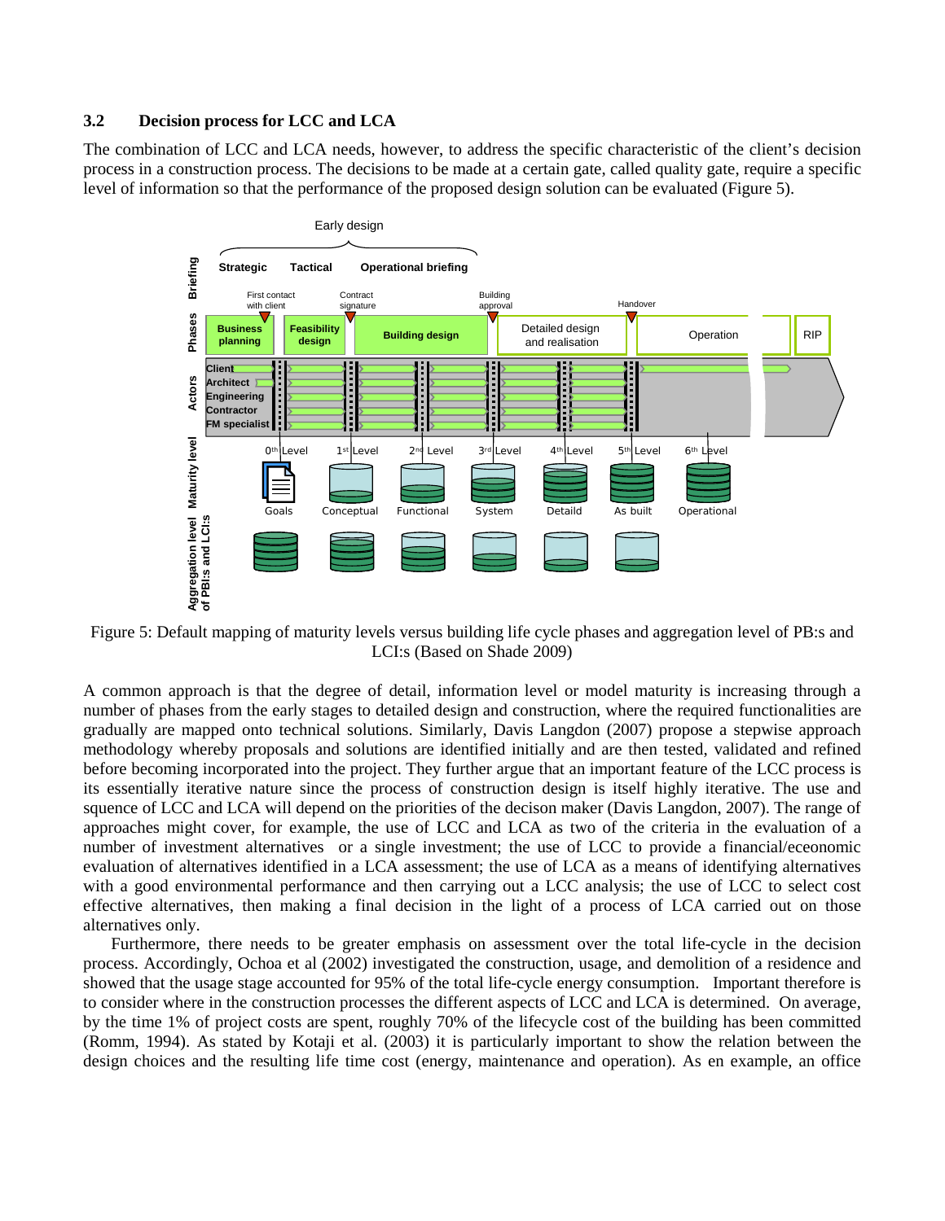### 3.2 Decision process for LCC and LCA

The combination of LCC and LCA needs, however, to address the specific characteristic of the client's decision process in a construction process. The decisions to be made at a certain gate, called quality gate, require a specific level of information so that the performance of the proposed design solution can be evaluated (Figure 5).

Figure 5: Default mapping of maturity levels versus building life cycle phases and aggregation level of PB:s and LCI:s (Based on Shade 2009)

A common approach is that the degree of detail, information level or model maturity is increasing through a number of phases from the early stages to detailed design and construction, where the required functionalities are gradually are mapped onto technical solutions. Similarly, Davis Langdon (2007) propose a stepwise approach methodology whereby proposals and solutions are identified initially and are then tested, validated and refined before becoming incorporated into the project. They further argue that an important feature of the LCC process is its essentially iterative nature since the process of construction design is itself highly iterative. The use and squence of LCC and LCA will depend on the priorities of the decison maker (Davis Langdon, 2007). The range of approaches might cover, for example, the use of LCC and LCA as two of the criteria in the evaluation of a number of investment alternatives or a single investment; the use of LCC to provide a financial/eceonomic evaluation of alternatives identified in a LCA assessment; the use of LCA as a means of identifying alternatives with a good environmental performance and then carrying out a LCC analysis; the use of LCC to select cost effective alternatives, then making a final decision in the light of a process of LCA carried out on those alternatives only.

Furthermore, there needs to be greater emphasis on assessment over the total life-cycle in the decision process. Accordingly, Ochoa et al (2002) investigated the construction, usage, and demolition of a residence and showed that the usage stage accounted for 95% of the total life-cycle energy consumption. Important therefore is to consider where in the construction processes the different aspects of LCC and LCA is determined. On average, by the time 1% of project costs are spent, roughly 70% of the lifecycle cost of the building has been committed (Romm, 1994). As stated by Kotaji et al. (2003) it is particularly important to show the relation between the design choices and the resulting life time cost (energy, maintenance and operation). As en example, an office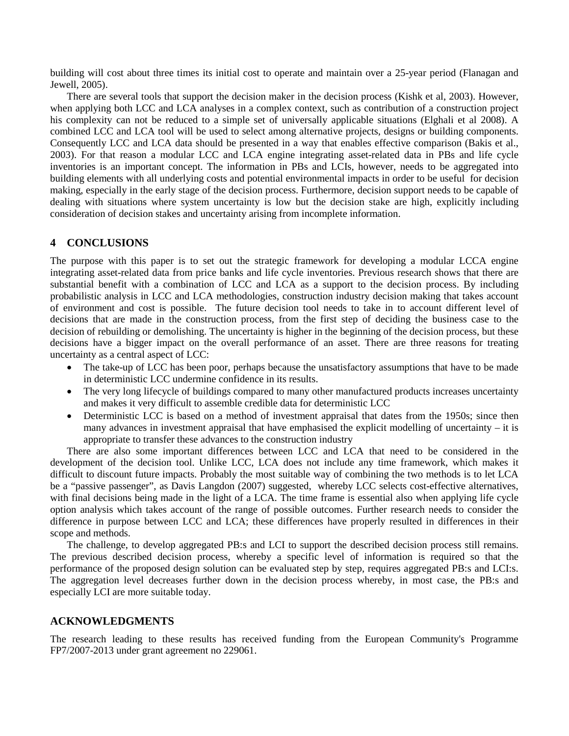building will cost about three times its initial cost to operate and maintain over a 25-year period (Flanagan and Jewell, 2005).

There are several tools that support the decision maker in the decision process (Kishk et al, 2003). However, when applying both LCC and LCA analyses in a complex context, such as contribution of a construction project his complexity can not be reduced to a simple set of universally applicable situations (Elghali et al 2008). A combined LCC and LCA tool will be used to select among alternative projects, designs or building components. Consequently LCC and LCA data should be presented in a way that enables effective comparison (Bakis et al., 2003). For that reason a modular LCC and LCA engine integrating asset-related data in PBs and life cycle inventories is an important concept. The information in PBs and LCIs, however, needs to be aggregated into building elements with all underlying costs and potential environmental impacts in order to be useful for decision making, especially in the early stage of the decision process. Furthermore, decision support needs to be capable of dealing with situations where system uncertainty is low but the decision stake are high, explicitly including consideration of decision stakes and uncertainty arising from incomplete information.

## 4 CONCLUSIONS

The purpose with this paper is to set out the strategic framework for developing a modular LCCA engine integrating asset-related data from price banks and life cycle inventories. Previous research shows that there are substantial benefit with a combination of LCC and LCA as a support to the decision process. By including probabilistic analysis in LCC and LCA methodologies, construction industry decision making that takes account of environment and cost is possible. The future decision tool needs to take in to account different level of decisions that are made in the construction process, from the first step of deciding the business case to the decision of rebuilding or demolishing. The uncertainty is higher in the beginning of the decision process, but these decisions have a bigger impact on the overall performance of an asset. There are three reasons for treating uncertainty as a central aspect of LCC:

- The take-up of LCC has been poor, perhaps because the unsatisfactory assumptions that have to be made in deterministic LCC undermine confidence in its results.
- The very long lifecycle of buildings compared to many other manufactured products increases uncertainty and makes it very difficult to assemble credible data for deterministic LCC
- Deterministic LCC is based on a method of investment appraisal that dates from the 1950s; since then many advances in investment appraisal that have emphasised the explicit modelling of uncertainty – it is appropriate to transfer these advances to the construction industry

There are also some important differences between LCC and LCA that need to be considered in the development of the decision tool. Unlike LCC, LCA does not include any time framework, which makes it difficult to discount future impacts. Probably the most suitable way of combining the two methods is to let LCA be a "passive passenger", as Davis Langdon (2007) suggested, whereby LCC selects cost-effective alternatives, with final decisions being made in the light of a LCA. The time frame is essential also when applying life cycle option analysis which takes account of the range of possible outcomes. Further research needs to consider the difference in purpose between LCC and LCA; these differences have properly resulted in differences in their scope and methods.

The challenge, to develop aggregated PB:s and LCI to support the described decision process still remains. The previous described decision process, whereby a specific level of information is required so that the performance of the proposed design solution can be evaluated step by step, requires aggregated PB:s and LCI:s. The aggregation level decreases further down in the decision process whereby, in most case, the PB:s and especially LCI are more suitable today.

## ACKNOWLEDGMENTS

The research leading to these results has received funding from the European Community's Programme FP7/2007-2013 under grant agreement no 229061.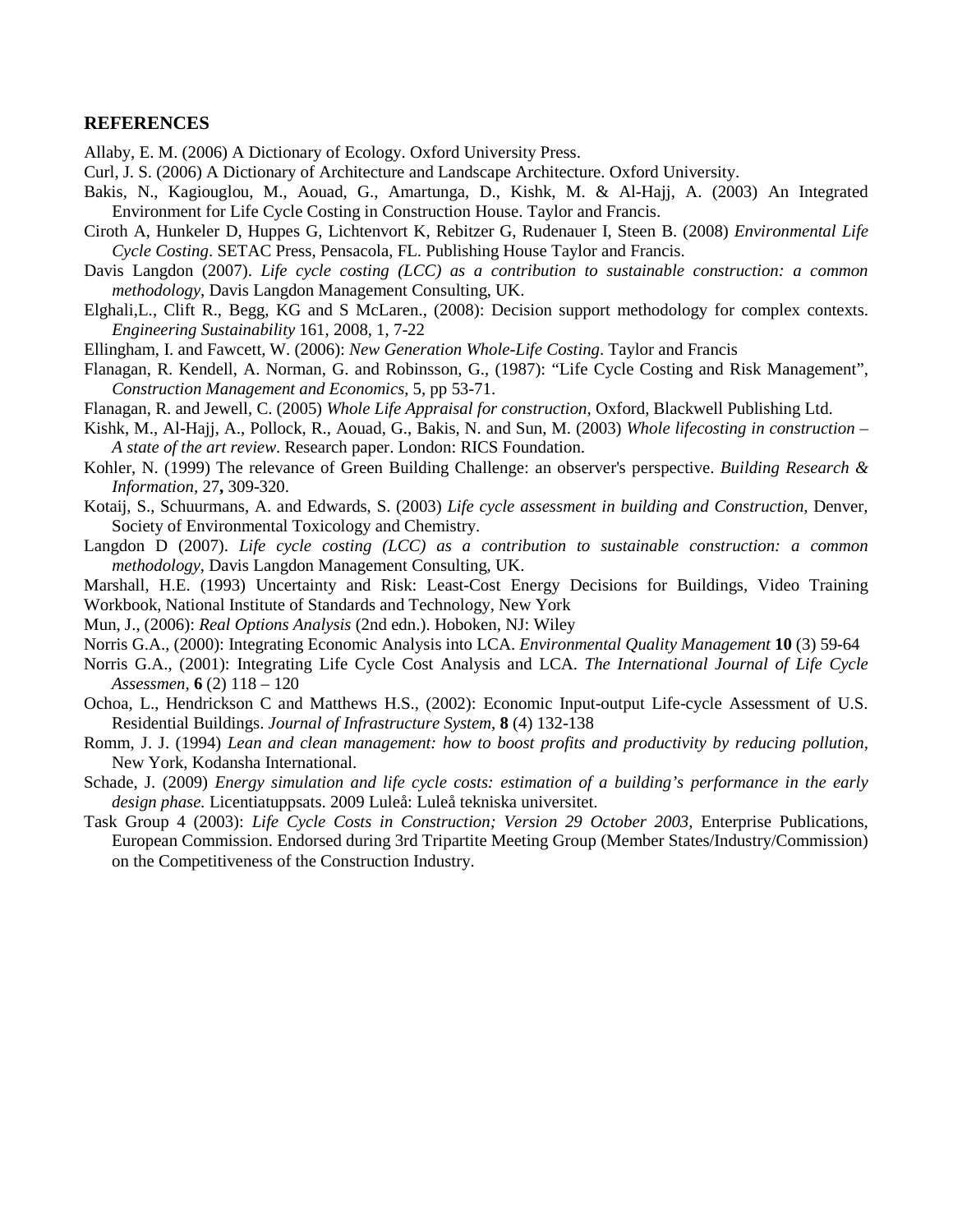## REFERENCES

Allaby, E. M. (2006) A Dictionary of Ecology. Oxford University Press.

Curl, J. S. (2006) A Dictionary of Architecture and Landscape Architecture. Oxford University.

Bakis, N., Kagiouglou, M., Aouad, G., Amartunga, D., Kishk, M. & Al-Hajj, A. (2003) An Integrated Environment for Life Cycle Costing in Construction House. Taylor and Francis.

Ciroth A, Hunkeler D, Huppes G, Lichtenvort K, Rebitzer G, Rudenauer I, Steen B. (2008) *Environmental Life Cycle Costing*. SETAC Press, Pensacola, FL. Publishing House Taylor and Francis.

Davis Langdon (2007). *Life cycle costing (LCC) as a contribution to sustainable construction: a common methodology*, Davis Langdon Management Consulting, UK.

Elghali,L., Clift R., Begg, KG and S McLaren., (2008): Decision support methodology for complex contexts. *Engineering Sustainability* 161, 2008, 1, 7-22

Ellingham, I. and Fawcett, W. (2006): *New Generation Whole-Life Costing*. Taylor and Francis

Flanagan, R. Kendell, A. Norman, G. and Robinsson, G., (1987): "Life Cycle Costing and Risk Management", *Construction Management and Economics*, 5, pp 53-71.

Flanagan, R. and Jewell, C. (2005) *Whole Life Appraisal for construction*, Oxford, Blackwell Publishing Ltd.

Kishk, M., Al-Hajj, A., Pollock, R., Aouad, G., Bakis, N. and Sun, M. (2003) *Whole lifecosting in construction – A state of the art review*. Research paper. London: RICS Foundation.

Kohler, N. (1999) The relevance of Green Building Challenge: an observer's perspective. *Building Research & Information*, 27**,** 309-320.

Kotaij, S., Schuurmans, A. and Edwards, S. (2003) *Life cycle assessment in building and Construction*, Denver, Society of Environmental Toxicology and Chemistry.

Langdon D (2007). *Life cycle costing (LCC) as a contribution to sustainable construction: a common methodology*, Davis Langdon Management Consulting, UK.

Marshall, H.E. (1993) Uncertainty and Risk: Least-Cost Energy Decisions for Buildings, Video Training Workbook, National Institute of Standards and Technology, New York

Mun, J., (2006): *Real Options Analysis* (2nd edn.). Hoboken, NJ: Wiley

Norris G.A., (2000): Integrating Economic Analysis into LCA. *Environmental Quality Management* **10** (3) 59-64

Norris G.A., (2001): Integrating Life Cycle Cost Analysis and LCA. *The International Journal of Life Cycle Assessmen*, **6** (2) 118 – 120

Ochoa, L., Hendrickson C and Matthews H.S., (2002): Economic Input-output Life-cycle Assessment of U.S. Residential Buildings. *Journal of Infrastructure System*, **8** (4) 132-138

Romm, J. J. (1994) *Lean and clean management: how to boost profits and productivity by reducing pollution*, New York, Kodansha International.

Schade, J. (2009) *Energy simulation and life cycle costs: estimation of a building's performance in the early design phase.* Licentiatuppsats. 2009 Luleå: Luleå tekniska universitet.

Task Group 4 (2003): *Life Cycle Costs in Construction; Version 29 October 2003*, Enterprise Publications, European Commission. Endorsed during 3rd Tripartite Meeting Group (Member States/Industry/Commission) on the Competitiveness of the Construction Industry.